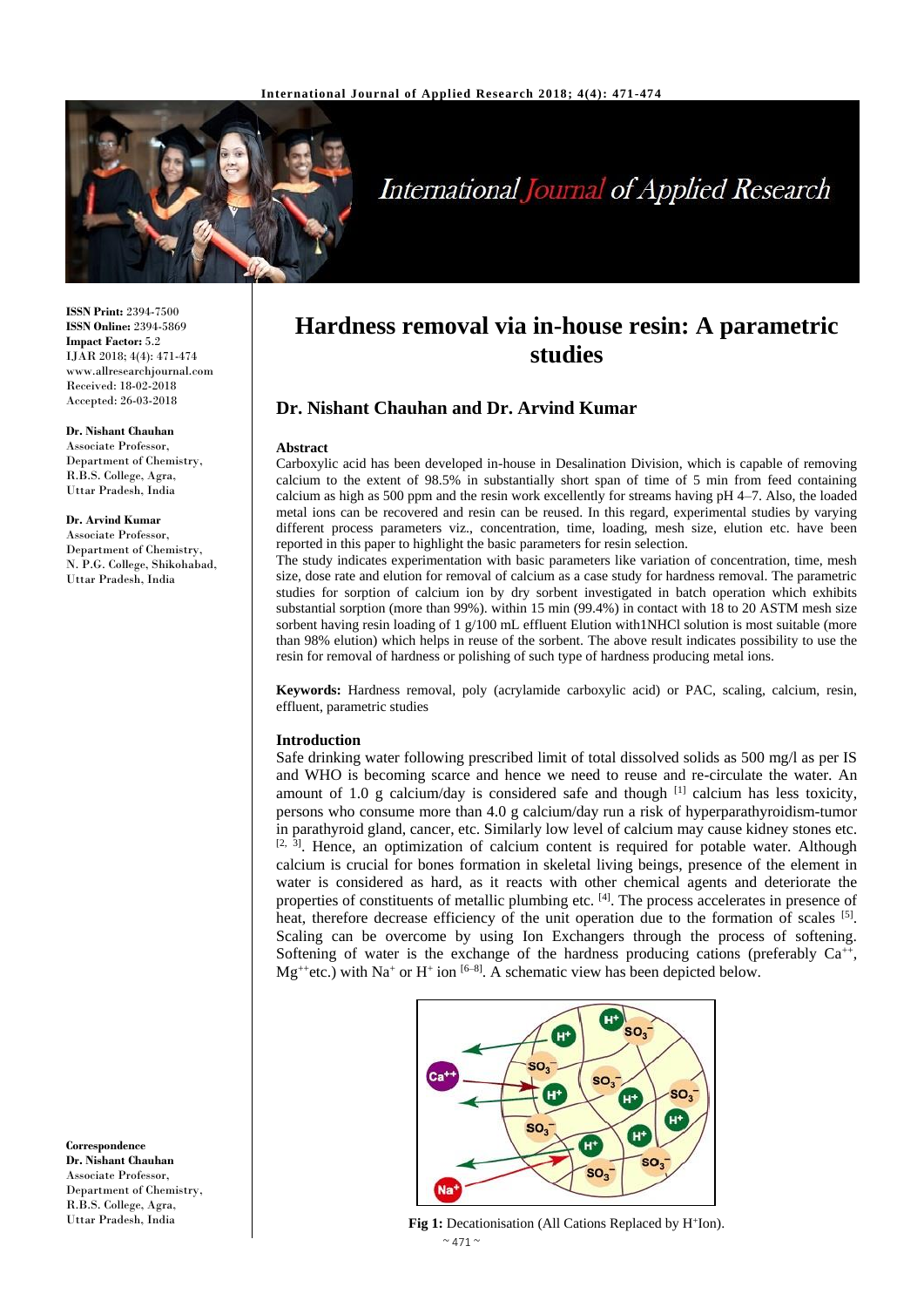**ISSN Print:** 2394-7500
**ISSN Online:** 2394-5869
**Impact Factor:** 5.2
IJAR 2018; 4(4): 471-474
www.allresearchjournal.com
Received: 18-02-2018
Accepted: 26-03-2018

**Dr. Nishant Chauhan**
Associate Professor,
Department of Chemistry,
R.B.S. College, Agra,
Uttar Pradesh, India

**Dr. Arvind Kumar**
Associate Professor,
Department of Chemistry,
N. P.G. College, Shikohabad,
Uttar Pradesh, India

**Correspondence**
**Dr. Nishant Chauhan**
Associate Professor,
Department of Chemistry,
R.B.S. College, Agra,
Uttar Pradesh, India

# Hardness removal via in-house resin: A parametric studies

## Dr. Nishant Chauhan and Dr. Arvind Kumar

### Abstract

Carboxylic acid has been developed in-house in Desalination Division, which is capable of removing calcium to the extent of 98.5% in substantially short span of time of 5 min from feed containing calcium as high as 500 ppm and the resin work excellently for streams having pH 4–7. Also, the loaded metal ions can be recovered and resin can be reused. In this regard, experimental studies by varying different process parameters viz., concentration, time, loading, mesh size, elution etc. have been reported in this paper to highlight the basic parameters for resin selection.

The study indicates experimentation with basic parameters like variation of concentration, time, mesh size, dose rate and elution for removal of calcium as a case study for hardness removal. The parametric studies for sorption of calcium ion by dry sorbent investigated in batch operation which exhibits substantial sorption (more than 99%). within 15 min (99.4%) in contact with 18 to 20 ASTM mesh size sorbent having resin loading of 1 g/100 mL effluent Elution with1NHCl solution is most suitable (more than 98% elution) which helps in reuse of the sorbent. The above result indicates possibility to use the resin for removal of hardness or polishing of such type of hardness producing metal ions.

**Keywords:** Hardness removal, poly (acrylamide carboxylic acid) or PAC, scaling, calcium, resin, effluent, parametric studies

### Introduction

Safe drinking water following prescribed limit of total dissolved solids as 500 mg/l as per IS and WHO is becoming scarce and hence we need to reuse and re-circulate the water. An amount of 1.0 g calcium/day is considered safe and though [1] calcium has less toxicity, persons who consume more than 4.0 g calcium/day run a risk of hyperparathyroidism-tumor in parathyroid gland, cancer, etc. Similarly low level of calcium may cause kidney stones etc. [2, 3]. Hence, an optimization of calcium content is required for potable water. Although calcium is crucial for bones formation in skeletal living beings, presence of the element in water is considered as hard, as it reacts with other chemical agents and deteriorate the properties of constituents of metallic plumbing etc. [4]. The process accelerates in presence of heat, therefore decrease efficiency of the unit operation due to the formation of scales [5]. Scaling can be overcome by using Ion Exchangers through the process of softening. Softening of water is the exchange of the hardness producing cations (preferably $Ca^{++}$, $Mg^{++}$etc.) with $Na^+$ or $H^+$ ion [6–8]. A schematic view has been depicted below.

**Fig 1:** Decationisation (All Cations Replaced by $H^+$Ion).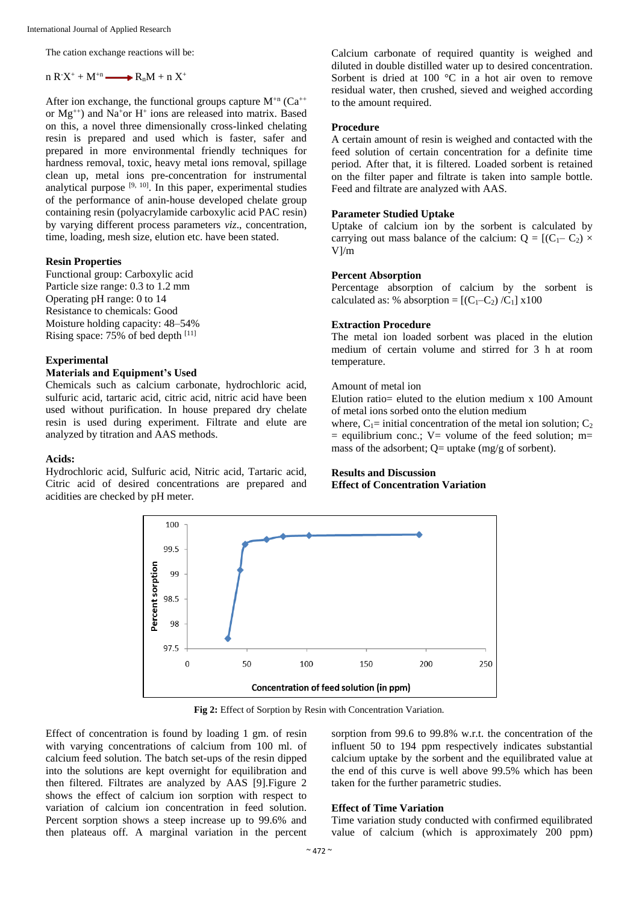The cation exchange reactions will be:

$$n\,R^-X^+ + M^{+n} \longrightarrow R_nM + n\,X^+$$

After ion exchange, the functional groups capture $M^{+n}$ ($Ca^{++}$ or $Mg^{++}$) and $Na^+$or $H^+$ ions are released into matrix. Based on this, a novel three dimensionally cross-linked chelating resin is prepared and used which is faster, safer and prepared in more environmental friendly techniques for hardness removal, toxic, heavy metal ions removal, spillage clean up, metal ions pre-concentration for instrumental analytical purpose [9, 10]. In this paper, experimental studies of the performance of anin-house developed chelate group containing resin (polyacrylamide carboxylic acid PAC resin) by varying different process parameters *viz*., concentration, time, loading, mesh size, elution etc. have been stated.

### Resin Properties

Functional group: Carboxylic acid
Particle size range: 0.3 to 1.2 mm
Operating pH range: 0 to 14
Resistance to chemicals: Good
Moisture holding capacity: 48–54%
Rising space: 75% of bed depth [11]

## Experimental

### Materials and Equipment's Used

Chemicals such as calcium carbonate, hydrochloric acid, sulfuric acid, tartaric acid, citric acid, nitric acid have been used without purification. In house prepared dry chelate resin is used during experiment. Filtrate and elute are analyzed by titration and AAS methods.

### Acids:

Hydrochloric acid, Sulfuric acid, Nitric acid, Tartaric acid, Citric acid of desired concentrations are prepared and acidities are checked by pH meter.

Calcium carbonate of required quantity is weighed and diluted in double distilled water up to desired concentration. Sorbent is dried at 100 °C in a hot air oven to remove residual water, then crushed, sieved and weighed according to the amount required.

### Procedure

A certain amount of resin is weighed and contacted with the feed solution of certain concentration for a definite time period. After that, it is filtered. Loaded sorbent is retained on the filter paper and filtrate is taken into sample bottle. Feed and filtrate are analyzed with AAS.

### Parameter Studied Uptake

Uptake of calcium ion by the sorbent is calculated by carrying out mass balance of the calcium: $Q = [(C_1 - C_2) \times V]/m$

### Percent Absorption

Percentage absorption of calcium by the sorbent is calculated as: % absorption = $[(C_1 - C_2)/C_1] \times 100$

### Extraction Procedure

The metal ion loaded sorbent was placed in the elution medium of certain volume and stirred for 3 h at room temperature.

Amount of metal ion

Elution ratio= eluted to the elution medium x 100 Amount of metal ions sorbed onto the elution medium

where, $C_1$= initial concentration of the metal ion solution; $C_2$ = equilibrium conc.; V= volume of the feed solution; m= mass of the adsorbent; Q= uptake (mg/g of sorbent).

## Results and Discussion

### Effect of Concentration Variation

**Fig 2:** Effect of Sorption by Resin with Concentration Variation.

Effect of concentration is found by loading 1 gm. of resin with varying concentrations of calcium from 100 ml. of calcium feed solution. The batch set-ups of the resin dipped into the solutions are kept overnight for equilibration and then filtered. Filtrates are analyzed by AAS [9].Figure 2 shows the effect of calcium ion sorption with respect to variation of calcium ion concentration in feed solution. Percent sorption shows a steep increase up to 99.6% and then plateaus off. A marginal variation in the percent sorption from 99.6 to 99.8% w.r.t. the concentration of the influent 50 to 194 ppm respectively indicates substantial calcium uptake by the sorbent and the equilibrated value at the end of this curve is well above 99.5% which has been taken for the further parametric studies.

### Effect of Time Variation

Time variation study conducted with confirmed equilibrated value of calcium (which is approximately 200 ppm)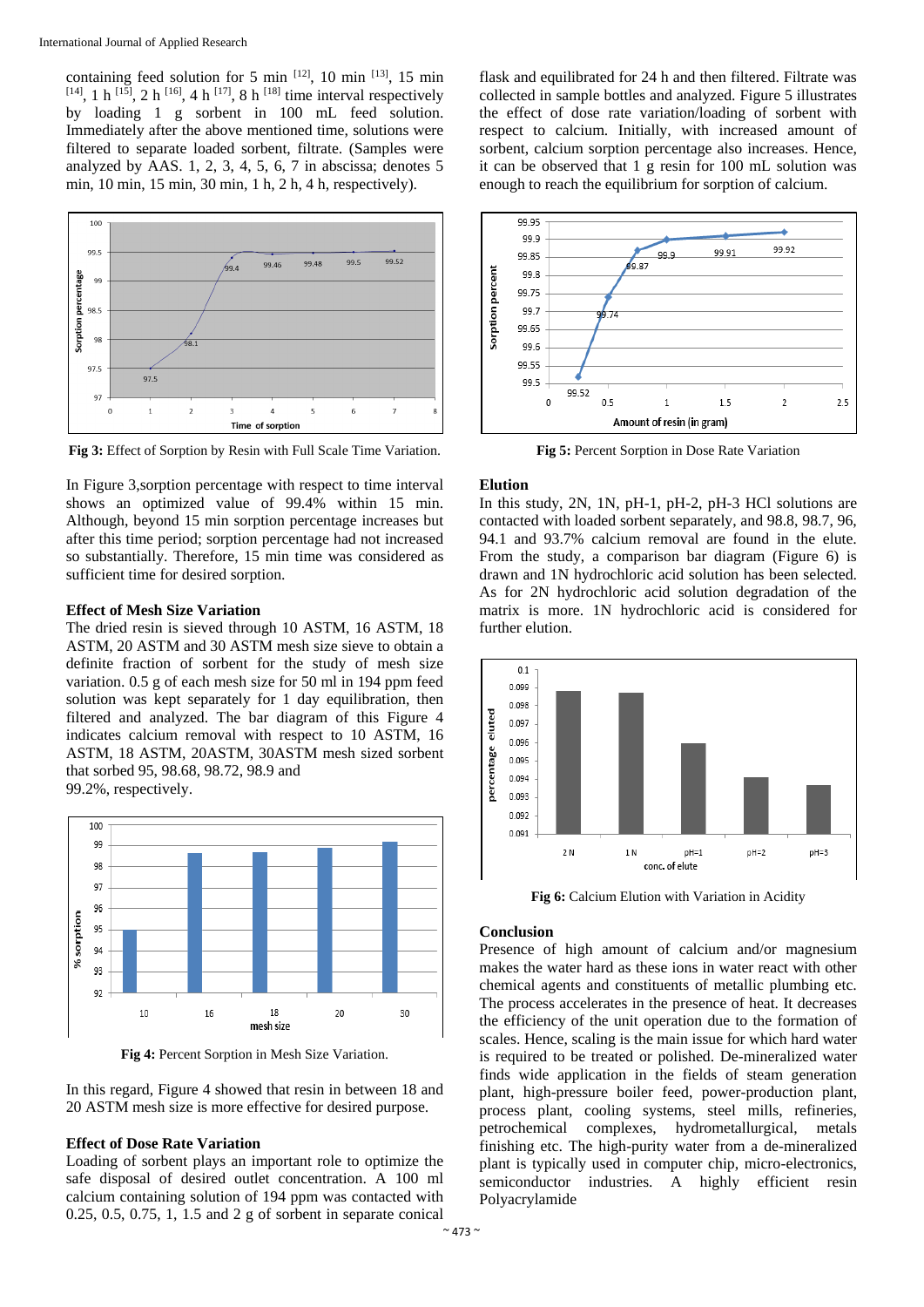containing feed solution for 5 min [12], 10 min [13], 15 min [14], 1 h [15], 2 h [16], 4 h [17], 8 h [18] time interval respectively by loading 1 g sorbent in 100 mL feed solution. Immediately after the above mentioned time, solutions were filtered to separate loaded sorbent, filtrate. (Samples were analyzed by AAS. 1, 2, 3, 4, 5, 6, 7 in abscissa; denotes 5 min, 10 min, 15 min, 30 min, 1 h, 2 h, 4 h, respectively).

**Fig 3:** Effect of Sorption by Resin with Full Scale Time Variation.

In Figure 3,sorption percentage with respect to time interval shows an optimized value of 99.4% within 15 min. Although, beyond 15 min sorption percentage increases but after this time period; sorption percentage had not increased so substantially. Therefore, 15 min time was considered as sufficient time for desired sorption.

### Effect of Mesh Size Variation

The dried resin is sieved through 10 ASTM, 16 ASTM, 18 ASTM, 20 ASTM and 30 ASTM mesh size sieve to obtain a definite fraction of sorbent for the study of mesh size variation. 0.5 g of each mesh size for 50 ml in 194 ppm feed solution was kept separately for 1 day equilibration, then filtered and analyzed. The bar diagram of this Figure 4 indicates calcium removal with respect to 10 ASTM, 16 ASTM, 18 ASTM, 20ASTM, 30ASTM mesh sized sorbent that sorbed 95, 98.68, 98.72, 98.9 and 99.2%, respectively.

**Fig 4:** Percent Sorption in Mesh Size Variation.

In this regard, Figure 4 showed that resin in between 18 and 20 ASTM mesh size is more effective for desired purpose.

### Effect of Dose Rate Variation

Loading of sorbent plays an important role to optimize the safe disposal of desired outlet concentration. A 100 ml calcium containing solution of 194 ppm was contacted with 0.25, 0.5, 0.75, 1, 1.5 and 2 g of sorbent in separate conical flask and equilibrated for 24 h and then filtered. Filtrate was collected in sample bottles and analyzed. Figure 5 illustrates the effect of dose rate variation/loading of sorbent with respect to calcium. Initially, with increased amount of sorbent, calcium sorption percentage also increases. Hence, it can be observed that 1 g resin for 100 mL solution was enough to reach the equilibrium for sorption of calcium.

**Fig 5:** Percent Sorption in Dose Rate Variation

### Elution

In this study, 2N, 1N, pH-1, pH-2, pH-3 HCl solutions are contacted with loaded sorbent separately, and 98.8, 98.7, 96, 94.1 and 93.7% calcium removal are found in the elute. From the study, a comparison bar diagram (Figure 6) is drawn and 1N hydrochloric acid solution has been selected. As for 2N hydrochloric acid solution degradation of the matrix is more. 1N hydrochloric acid is considered for further elution.

**Fig 6:** Calcium Elution with Variation in Acidity

### Conclusion

Presence of high amount of calcium and/or magnesium makes the water hard as these ions in water react with other chemical agents and constituents of metallic plumbing etc. The process accelerates in the presence of heat. It decreases the efficiency of the unit operation due to the formation of scales. Hence, scaling is the main issue for which hard water is required to be treated or polished. De-mineralized water finds wide application in the fields of steam generation plant, high-pressure boiler feed, power-production plant, process plant, cooling systems, steel mills, refineries, petrochemical complexes, hydrometallurgical, metals finishing etc. The high-purity water from a de-mineralized plant is typically used in computer chip, micro-electronics, semiconductor industries. A highly efficient resin Polyacrylamide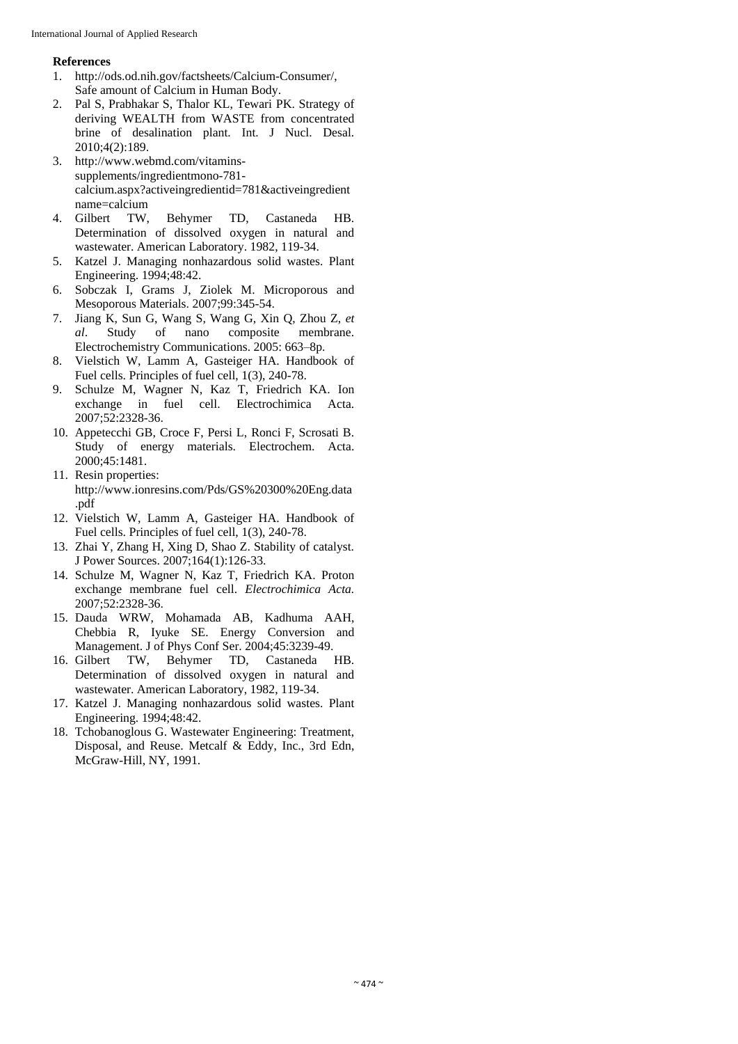**References**

1. http://ods.od.nih.gov/factsheets/Calcium-Consumer/, Safe amount of Calcium in Human Body.
2. Pal S, Prabhakar S, Thalor KL, Tewari PK. Strategy of deriving WEALTH from WASTE from concentrated brine of desalination plant. Int. J Nucl. Desal. 2010;4(2):189.
3. http://www.webmd.com/vitamins-supplements/ingredientmono-781-calcium.aspx?activeingredientid=781&activeingredientname=calcium
4. Gilbert TW, Behymer TD, Castaneda HB. Determination of dissolved oxygen in natural and wastewater. American Laboratory. 1982, 119-34.
5. Katzel J. Managing nonhazardous solid wastes. Plant Engineering. 1994;48:42.
6. Sobczak I, Grams J, Ziolek M. Microporous and Mesoporous Materials. 2007;99:345-54.
7. Jiang K, Sun G, Wang S, Wang G, Xin Q, Zhou Z, *et al*. Study of nano composite membrane. Electrochemistry Communications. 2005: 663–8p.
8. Vielstich W, Lamm A, Gasteiger HA. Handbook of Fuel cells. Principles of fuel cell, 1(3), 240-78.
9. Schulze M, Wagner N, Kaz T, Friedrich KA. Ion exchange in fuel cell. Electrochimica Acta. 2007;52:2328-36.
10. Appetecchi GB, Croce F, Persi L, Ronci F, Scrosati B. Study of energy materials. Electrochem. Acta. 2000;45:1481.
11. Resin properties: http://www.ionresins.com/Pds/GS%20300%20Eng.data.pdf
12. Vielstich W, Lamm A, Gasteiger HA. Handbook of Fuel cells. Principles of fuel cell, 1(3), 240-78.
13. Zhai Y, Zhang H, Xing D, Shao Z. Stability of catalyst. J Power Sources. 2007;164(1):126-33.
14. Schulze M, Wagner N, Kaz T, Friedrich KA. Proton exchange membrane fuel cell. *Electrochimica Acta.* 2007;52:2328-36.
15. Dauda WRW, Mohamada AB, Kadhuma AAH, Chebbia R, Iyuke SE. Energy Conversion and Management. J of Phys Conf Ser. 2004;45:3239-49.
16. Gilbert TW, Behymer TD, Castaneda HB. Determination of dissolved oxygen in natural and wastewater. American Laboratory, 1982, 119-34.
17. Katzel J. Managing nonhazardous solid wastes. Plant Engineering. 1994;48:42.
18. Tchobanoglous G. Wastewater Engineering: Treatment, Disposal, and Reuse. Metcalf & Eddy, Inc., 3rd Edn, McGraw-Hill, NY, 1991.